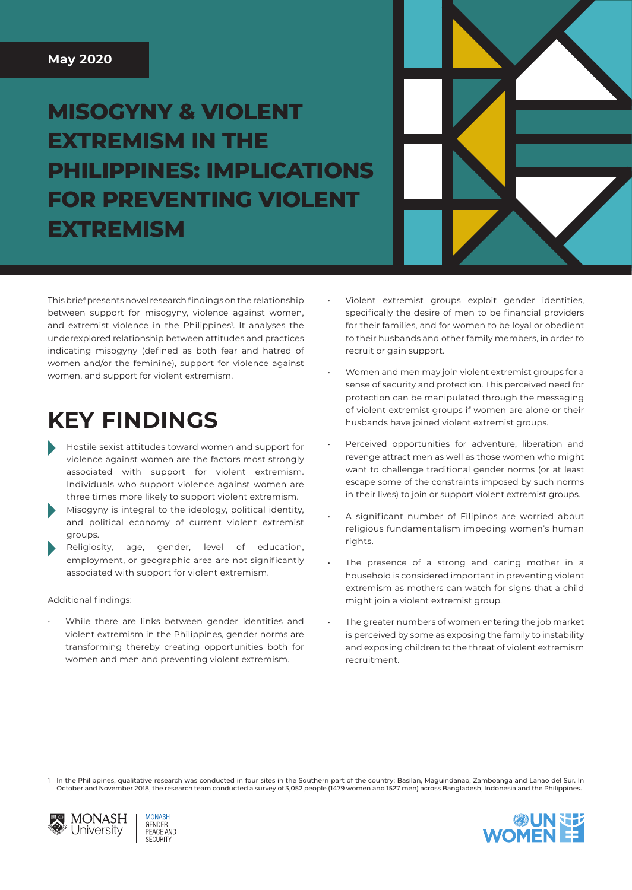**May 2020**

# MISOGYNY & VIOLENT EXTREMISM IN THE PHILIPPINES: IMPLICATIONS FOR PREVENTING VIOLENT EXTREMISM

This brief presents novel research findings on the relationship between support for misogyny, violence against women, and extremist violence in the Philippines[1]. It analyses the underexplored relationship between attitudes and practices indicating misogyny (defined as both fear and hatred of women and/or the feminine), support for violence against women, and support for violent extremism.

## KEY FINDINGS

- Hostile sexist attitudes toward women and support for violence against women are the factors most strongly associated with support for violent extremism. Individuals who support violence against women are three times more likely to support violent extremism.
- Misogyny is integral to the ideology, political identity, and political economy of current violent extremist groups.
- Religiosity, age, gender, level of education, employment, or geographic area are not significantly associated with support for violent extremism.

Additional findings:

- While there are links between gender identities and violent extremism in the Philippines, gender norms are transforming thereby creating opportunities both for women and men and preventing violent extremism.
- Violent extremist groups exploit gender identities, specifically the desire of men to be financial providers for their families, and for women to be loyal or obedient to their husbands and other family members, in order to recruit or gain support.
- Women and men may join violent extremist groups for a sense of security and protection. This perceived need for protection can be manipulated through the messaging of violent extremist groups if women are alone or their husbands have joined violent extremist groups.
- Perceived opportunities for adventure, liberation and revenge attract men as well as those women who might want to challenge traditional gender norms (or at least escape some of the constraints imposed by such norms in their lives) to join or support violent extremist groups.
- A significant number of Filipinos are worried about religious fundamentalism impeding women's human rights.
- The presence of a strong and caring mother in a household is considered important in preventing violent extremism as mothers can watch for signs that a child might join a violent extremist group.
- The greater numbers of women entering the job market is perceived by some as exposing the family to instability and exposing children to the threat of violent extremism recruitment.

---

1 In the Philippines, qualitative research was conducted in four sites in the Southern part of the country: Basilan, Maguindanao, Zamboanga and Lanao del Sur. In October and November 2018, the research team conducted a survey of 3,052 people (1479 women and 1527 men) across Bangladesh, Indonesia and the Philippines.

MONASH University | MONASH GENDER PEACE AND SECURITY

UN WOMEN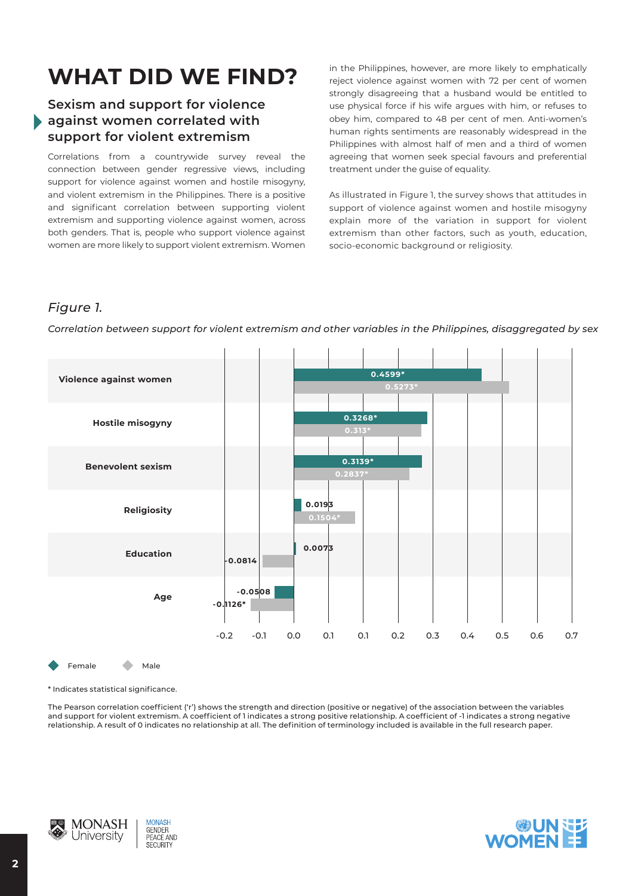# WHAT DID WE FIND?

## Sexism and support for violence against women correlated with support for violent extremism

Correlations from a countrywide survey reveal the connection between gender regressive views, including support for violence against women and hostile misogyny, and violent extremism in the Philippines. There is a positive and significant correlation between supporting violent extremism and supporting violence against women, across both genders. That is, people who support violence against women are more likely to support violent extremism. Women in the Philippines, however, are more likely to emphatically reject violence against women with 72 per cent of women strongly disagreeing that a husband would be entitled to use physical force if his wife argues with him, or refuses to obey him, compared to 48 per cent of men. Anti-women's human rights sentiments are reasonably widespread in the Philippines with almost half of men and a third of women agreeing that women seek special favours and preferential treatment under the guise of equality.

As illustrated in Figure 1, the survey shows that attitudes in support of violence against women and hostile misogyny explain more of the variation in support for violent extremism than other factors, such as youth, education, socio-economic background or religiosity.

*Figure 1.*

*Correlation between support for violent extremism and other variables in the Philippines, disaggregated by sex*

| Variable | Female | Male |
|---|---|---|
| Violence against women | 0.4599* | 0.5273* |
| Hostile misogyny | 0.3268* | 0.313* |
| Benevolent sexism | 0.3139* | 0.2837* |
| Religiosity | 0.0193 | 0.1504* |
| Education | 0.0073 | -0.0814 |
| Age | -0.0508 | -0.1126* |

\* Indicates statistical significance.

The Pearson correlation coefficient ('r') shows the strength and direction (positive or negative) of the association between the variables and support for violent extremism. A coefficient of 1 indicates a strong positive relationship. A coefficient of -1 indicates a strong negative relationship. A result of 0 indicates no relationship at all. The definition of terminology included is available in the full research paper.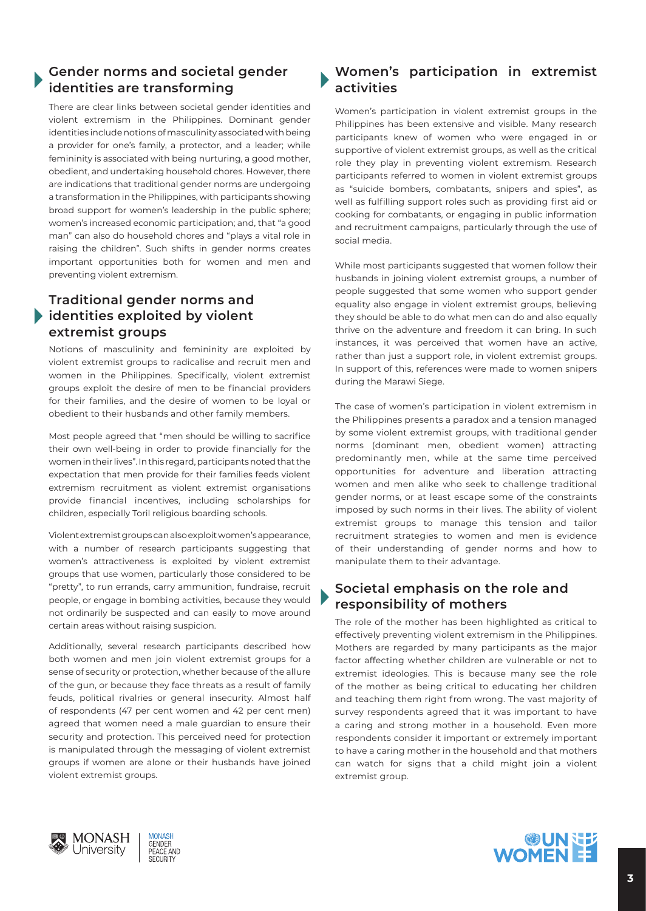## Gender norms and societal gender identities are transforming

There are clear links between societal gender identities and violent extremism in the Philippines. Dominant gender identities include notions of masculinity associated with being a provider for one's family, a protector, and a leader; while femininity is associated with being nurturing, a good mother, obedient, and undertaking household chores. However, there are indications that traditional gender norms are undergoing a transformation in the Philippines, with participants showing broad support for women's leadership in the public sphere; women's increased economic participation; and, that "a good man" can also do household chores and "plays a vital role in raising the children". Such shifts in gender norms creates important opportunities both for women and men and preventing violent extremism.

## Traditional gender norms and identities exploited by violent extremist groups

Notions of masculinity and femininity are exploited by violent extremist groups to radicalise and recruit men and women in the Philippines. Specifically, violent extremist groups exploit the desire of men to be financial providers for their families, and the desire of women to be loyal or obedient to their husbands and other family members.

Most people agreed that "men should be willing to sacrifice their own well-being in order to provide financially for the women in their lives". In this regard, participants noted that the expectation that men provide for their families feeds violent extremism recruitment as violent extremist organisations provide financial incentives, including scholarships for children, especially Toril religious boarding schools.

Violent extremist groups can also exploit women's appearance, with a number of research participants suggesting that women's attractiveness is exploited by violent extremist groups that use women, particularly those considered to be "pretty", to run errands, carry ammunition, fundraise, recruit people, or engage in bombing activities, because they would not ordinarily be suspected and can easily to move around certain areas without raising suspicion.

Additionally, several research participants described how both women and men join violent extremist groups for a sense of security or protection, whether because of the allure of the gun, or because they face threats as a result of family feuds, political rivalries or general insecurity. Almost half of respondents (47 per cent women and 42 per cent men) agreed that women need a male guardian to ensure their security and protection. This perceived need for protection is manipulated through the messaging of violent extremist groups if women are alone or their husbands have joined violent extremist groups.

## Women's participation in extremist activities

Women's participation in violent extremist groups in the Philippines has been extensive and visible. Many research participants knew of women who were engaged in or supportive of violent extremist groups, as well as the critical role they play in preventing violent extremism. Research participants referred to women in violent extremist groups as "suicide bombers, combatants, snipers and spies", as well as fulfilling support roles such as providing first aid or cooking for combatants, or engaging in public information and recruitment campaigns, particularly through the use of social media.

While most participants suggested that women follow their husbands in joining violent extremist groups, a number of people suggested that some women who support gender equality also engage in violent extremist groups, believing they should be able to do what men can do and also equally thrive on the adventure and freedom it can bring. In such instances, it was perceived that women have an active, rather than just a support role, in violent extremist groups. In support of this, references were made to women snipers during the Marawi Siege.

The case of women's participation in violent extremism in the Philippines presents a paradox and a tension managed by some violent extremist groups, with traditional gender norms (dominant men, obedient women) attracting predominantly men, while at the same time perceived opportunities for adventure and liberation attracting women and men alike who seek to challenge traditional gender norms, or at least escape some of the constraints imposed by such norms in their lives. The ability of violent extremist groups to manage this tension and tailor recruitment strategies to women and men is evidence of their understanding of gender norms and how to manipulate them to their advantage.

## Societal emphasis on the role and responsibility of mothers

The role of the mother has been highlighted as critical to effectively preventing violent extremism in the Philippines. Mothers are regarded by many participants as the major factor affecting whether children are vulnerable or not to extremist ideologies. This is because many see the role of the mother as being critical to educating her children and teaching them right from wrong. The vast majority of survey respondents agreed that it was important to have a caring and strong mother in a household. Even more respondents consider it important or extremely important to have a caring mother in the household and that mothers can watch for signs that a child might join a violent extremist group.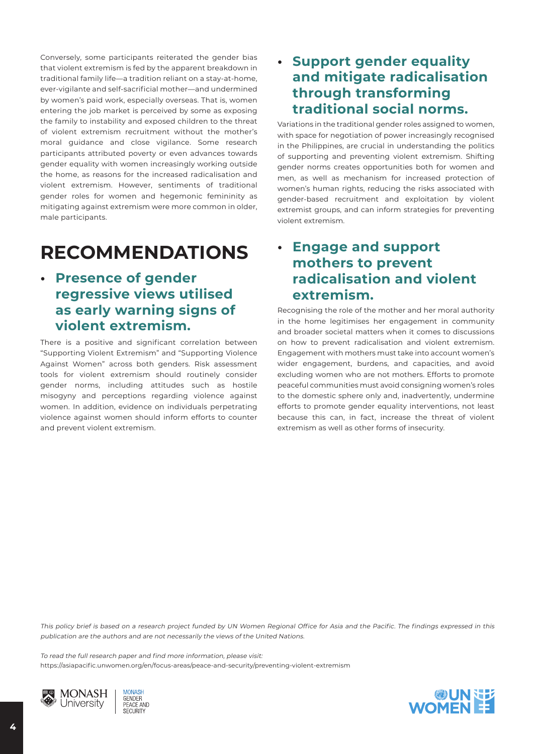Conversely, some participants reiterated the gender bias that violent extremism is fed by the apparent breakdown in traditional family life—a tradition reliant on a stay-at-home, ever-vigilante and self-sacrificial mother—and undermined by women's paid work, especially overseas. That is, women entering the job market is perceived by some as exposing the family to instability and exposed children to the threat of violent extremism recruitment without the mother's moral guidance and close vigilance. Some research participants attributed poverty or even advances towards gender equality with women increasingly working outside the home, as reasons for the increased radicalisation and violent extremism. However, sentiments of traditional gender roles for women and hegemonic femininity as mitigating against extremism were more common in older, male participants.

# RECOMMENDATIONS

## • Presence of gender regressive views utilised as early warning signs of violent extremism.

There is a positive and significant correlation between "Supporting Violent Extremism" and "Supporting Violence Against Women" across both genders. Risk assessment tools for violent extremism should routinely consider gender norms, including attitudes such as hostile misogyny and perceptions regarding violence against women. In addition, evidence on individuals perpetrating violence against women should inform efforts to counter and prevent violent extremism.

## • Support gender equality and mitigate radicalisation through transforming traditional social norms.

Variations in the traditional gender roles assigned to women, with space for negotiation of power increasingly recognised in the Philippines, are crucial in understanding the politics of supporting and preventing violent extremism. Shifting gender norms creates opportunities both for women and men, as well as mechanism for increased protection of women's human rights, reducing the risks associated with gender-based recruitment and exploitation by violent extremist groups, and can inform strategies for preventing violent extremism.

## • Engage and support mothers to prevent radicalisation and violent extremism.

Recognising the role of the mother and her moral authority in the home legitimises her engagement in community and broader societal matters when it comes to discussions on how to prevent radicalisation and violent extremism. Engagement with mothers must take into account women's wider engagement, burdens, and capacities, and avoid excluding women who are not mothers. Efforts to promote peaceful communities must avoid consigning women's roles to the domestic sphere only and, inadvertently, undermine efforts to promote gender equality interventions, not least because this can, in fact, increase the threat of violent extremism as well as other forms of insecurity.

*This policy brief is based on a research project funded by UN Women Regional Office for Asia and the Pacific. The findings expressed in this publication are the authors and are not necessarily the views of the United Nations.*

*To read the full research paper and find more information, please visit:*
https://asiapacific.unwomen.org/en/focus-areas/peace-and-security/preventing-violent-extremism

MONASH University | MONASH GENDER PEACE AND SECURITY

UN WOMEN